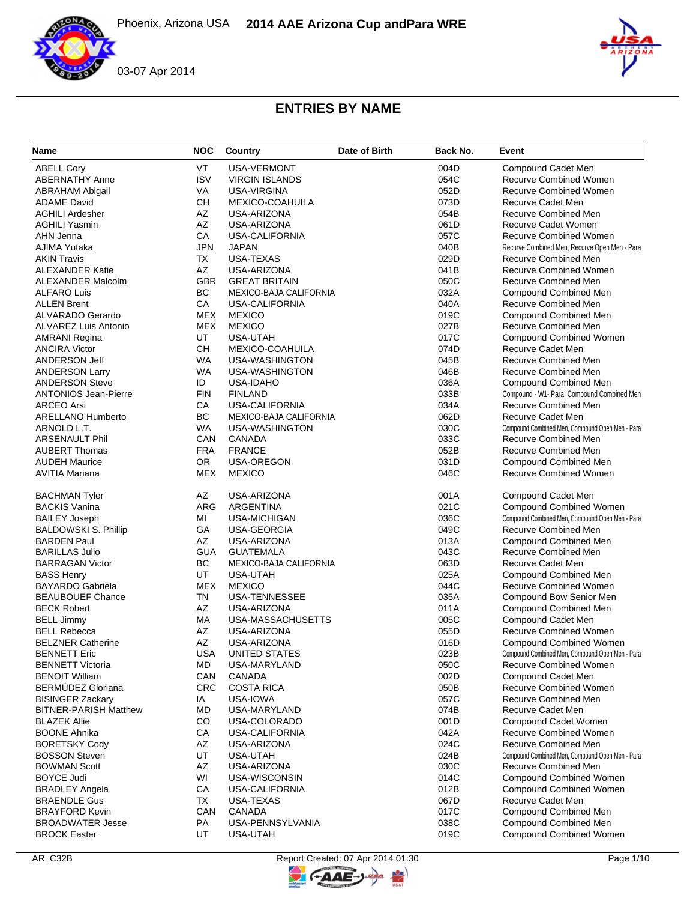Phoenix, Arizona USA **2014 AAE Arizona Cup andPara WRE**

03-07 Apr 2014

# ENTRIES BY NAME

| Name | NOC | Country | Date of Birth | Back No. | Event |
|---|---|---|---|---|---|
| ABELL Cory | VT | USA-VERMONT | | 004D | Compound Cadet Men |
| ABERNATHY Anne | ISV | VIRGIN ISLANDS | | 054C | Recurve Combined Women |
| ABRAHAM Abigail | VA | USA-VIRGINA | | 052D | Recurve Combined Women |
| ADAME David | CH | MEXICO-COAHUILA | | 073D | Recurve Cadet Men |
| AGHILI Ardesher | AZ | USA-ARIZONA | | 054B | Recurve Combined Men |
| AGHILI Yasmin | AZ | USA-ARIZONA | | 061D | Recurve Cadet Women |
| AHN Jenna | CA | USA-CALIFORNIA | | 057C | Recurve Combined Women |
| AJIMA Yutaka | JPN | JAPAN | | 040B | Recurve Combined Men, Recurve Open Men - Para |
| AKIN Travis | TX | USA-TEXAS | | 029D | Recurve Combined Men |
| ALEXANDER Katie | AZ | USA-ARIZONA | | 041B | Recurve Combined Women |
| ALEXANDER Malcolm | GBR | GREAT BRITAIN | | 050C | Recurve Combined Men |
| ALFARO Luis | BC | MEXICO-BAJA CALIFORNIA | | 032A | Compound Combined Men |
| ALLEN Brent | CA | USA-CALIFORNIA | | 040A | Recurve Combined Men |
| ALVARADO Gerardo | MEX | MEXICO | | 019C | Compound Combined Men |
| ALVAREZ Luis Antonio | MEX | MEXICO | | 027B | Recurve Combined Men |
| AMRANI Regina | UT | USA-UTAH | | 017C | Compound Combined Women |
| ANCIRA Victor | CH | MEXICO-COAHUILA | | 074D | Recurve Cadet Men |
| ANDERSON Jeff | WA | USA-WASHINGTON | | 045B | Recurve Combined Men |
| ANDERSON Larry | WA | USA-WASHINGTON | | 046B | Recurve Combined Men |
| ANDERSON Steve | ID | USA-IDAHO | | 036A | Compound Combined Men |
| ANTONIOS Jean-Pierre | FIN | FINLAND | | 033B | Compound - W1- Para, Compound Combined Men |
| ARCEO Arsi | CA | USA-CALIFORNIA | | 034A | Recurve Combined Men |
| ARELLANO Humberto | BC | MEXICO-BAJA CALIFORNIA | | 062D | Recurve Cadet Men |
| ARNOLD L.T. | WA | USA-WASHINGTON | | 030C | Compound Combined Men, Compound Open Men - Para |
| ARSENAULT Phil | CAN | CANADA | | 033C | Recurve Combined Men |
| AUBERT Thomas | FRA | FRANCE | | 052B | Recurve Combined Men |
| AUDEH Maurice | OR | USA-OREGON | | 031D | Compound Combined Men |
| AVITIA Mariana | MEX | MEXICO | | 046C | Recurve Combined Women |
| BACHMAN Tyler | AZ | USA-ARIZONA | | 001A | Compound Cadet Men |
| BACKIS Vanina | ARG | ARGENTINA | | 021C | Compound Combined Women |
| BAILEY Joseph | MI | USA-MICHIGAN | | 036C | Compound Combined Men, Compound Open Men - Para |
| BALDOWSKI S. Phillip | GA | USA-GEORGIA | | 049C | Recurve Combined Men |
| BARDEN Paul | AZ | USA-ARIZONA | | 013A | Compound Combined Men |
| BARILLAS Julio | GUA | GUATEMALA | | 043C | Recurve Combined Men |
| BARRAGAN Victor | BC | MEXICO-BAJA CALIFORNIA | | 063D | Recurve Cadet Men |
| BASS Henry | UT | USA-UTAH | | 025A | Compound Combined Men |
| BAYARDO Gabriela | MEX | MEXICO | | 044C | Recurve Combined Women |
| BEAUBOUEF Chance | TN | USA-TENNESSEE | | 035A | Compound Bow Senior Men |
| BECK Robert | AZ | USA-ARIZONA | | 011A | Compound Combined Men |
| BELL Jimmy | MA | USA-MASSACHUSETTS | | 005C | Compound Cadet Men |
| BELL Rebecca | AZ | USA-ARIZONA | | 055D | Recurve Combined Women |
| BELZNER Catherine | AZ | USA-ARIZONA | | 016D | Compound Combined Women |
| BENNETT Eric | USA | UNITED STATES | | 023B | Compound Combined Men, Compound Open Men - Para |
| BENNETT Victoria | MD | USA-MARYLAND | | 050C | Recurve Combined Women |
| BENOIT William | CAN | CANADA | | 002D | Compound Cadet Men |
| BERMÚDEZ Gloriana | CRC | COSTA RICA | | 050B | Recurve Combined Women |
| BISINGER Zackary | IA | USA-IOWA | | 057C | Recurve Combined Men |
| BITNER-PARISH Matthew | MD | USA-MARYLAND | | 074B | Recurve Cadet Men |
| BLAZEK Allie | CO | USA-COLORADO | | 001D | Compound Cadet Women |
| BOONE Ahnika | CA | USA-CALIFORNIA | | 042A | Recurve Combined Women |
| BORETSKY Cody | AZ | USA-ARIZONA | | 024C | Recurve Combined Men |
| BOSSON Steven | UT | USA-UTAH | | 024B | Compound Combined Men, Compound Open Men - Para |
| BOWMAN Scott | AZ | USA-ARIZONA | | 030C | Recurve Combined Men |
| BOYCE Judi | WI | USA-WISCONSIN | | 014C | Compound Combined Women |
| BRADLEY Angela | CA | USA-CALIFORNIA | | 012B | Compound Combined Women |
| BRAENDLE Gus | TX | USA-TEXAS | | 067D | Recurve Cadet Men |
| BRAYFORD Kevin | CAN | CANADA | | 017C | Compound Combined Men |
| BROADWATER Jesse | PA | USA-PENNSYLVANIA | | 038C | Compound Combined Men |
| BROCK Easter | UT | USA-UTAH | | 019C | Compound Combined Women |

AR_C32B Report Created: 07 Apr 2014 01:30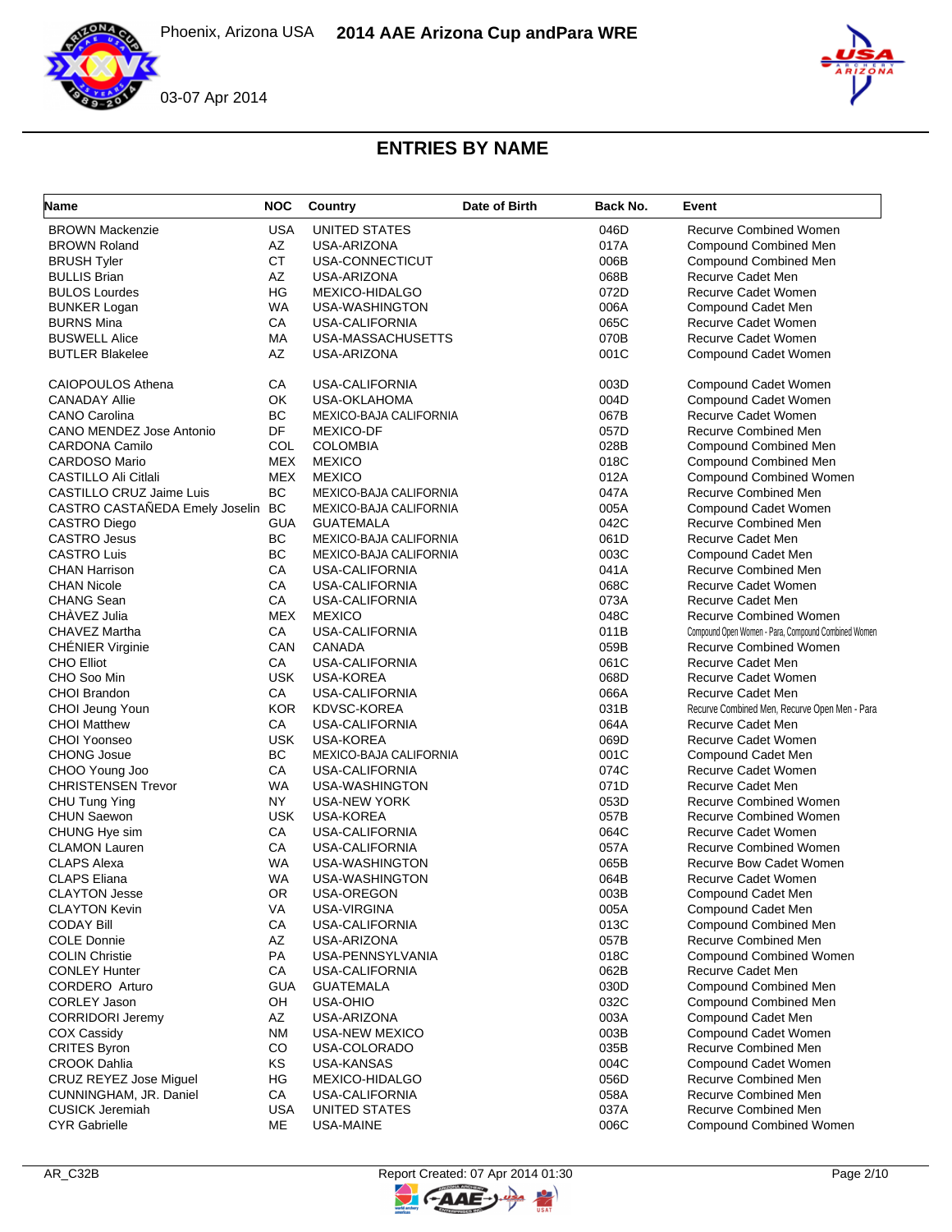## ENTRIES BY NAME

| Name | NOC | Country | Date of Birth | Back No. | Event |
|---|---|---|---|---|---|
| BROWN Mackenzie | USA | UNITED STATES | | 046D | Recurve Combined Women |
| BROWN Roland | AZ | USA-ARIZONA | | 017A | Compound Combined Men |
| BRUSH Tyler | CT | USA-CONNECTICUT | | 006B | Compound Combined Men |
| BULLIS Brian | AZ | USA-ARIZONA | | 068B | Recurve Cadet Men |
| BULOS Lourdes | HG | MEXICO-HIDALGO | | 072D | Recurve Cadet Women |
| BUNKER Logan | WA | USA-WASHINGTON | | 006A | Compound Cadet Men |
| BURNS Mina | CA | USA-CALIFORNIA | | 065C | Recurve Cadet Women |
| BUSWELL Alice | MA | USA-MASSACHUSETTS | | 070B | Recurve Cadet Women |
| BUTLER Blakelee | AZ | USA-ARIZONA | | 001C | Compound Cadet Women |
| CAIOPOULOS Athena | CA | USA-CALIFORNIA | | 003D | Compound Cadet Women |
| CANADAY Allie | OK | USA-OKLAHOMA | | 004D | Compound Cadet Women |
| CANO Carolina | BC | MEXICO-BAJA CALIFORNIA | | 067B | Recurve Cadet Women |
| CANO MENDEZ Jose Antonio | DF | MEXICO-DF | | 057D | Recurve Combined Men |
| CARDONA Camilo | COL | COLOMBIA | | 028B | Compound Combined Men |
| CARDOSO Mario | MEX | MEXICO | | 018C | Compound Combined Men |
| CASTILLO Ali Citlali | MEX | MEXICO | | 012A | Compound Combined Women |
| CASTILLO CRUZ Jaime Luis | BC | MEXICO-BAJA CALIFORNIA | | 047A | Recurve Combined Men |
| CASTRO CASTAÑEDA Emely Joselin | BC | MEXICO-BAJA CALIFORNIA | | 005A | Compound Cadet Women |
| CASTRO Diego | GUA | GUATEMALA | | 042C | Recurve Combined Men |
| CASTRO Jesus | BC | MEXICO-BAJA CALIFORNIA | | 061D | Recurve Cadet Men |
| CASTRO Luis | BC | MEXICO-BAJA CALIFORNIA | | 003C | Compound Cadet Men |
| CHAN Harrison | CA | USA-CALIFORNIA | | 041A | Recurve Combined Men |
| CHAN Nicole | CA | USA-CALIFORNIA | | 068C | Recurve Cadet Women |
| CHANG Sean | CA | USA-CALIFORNIA | | 073A | Recurve Cadet Men |
| CHÀVEZ Julia | MEX | MEXICO | | 048C | Recurve Combined Women |
| CHAVEZ Martha | CA | USA-CALIFORNIA | | 011B | Compound Open Women - Para, Compound Combined Women |
| CHÉNIER Virginie | CAN | CANADA | | 059B | Recurve Combined Women |
| CHO Elliot | CA | USA-CALIFORNIA | | 061C | Recurve Cadet Men |
| CHO Soo Min | USK | USA-KOREA | | 068D | Recurve Cadet Women |
| CHOI Brandon | CA | USA-CALIFORNIA | | 066A | Recurve Cadet Men |
| CHOI Jeung Youn | KOR | KDVSC-KOREA | | 031B | Recurve Combined Men, Recurve Open Men - Para |
| CHOI Matthew | CA | USA-CALIFORNIA | | 064A | Recurve Cadet Men |
| CHOI Yoonseo | USK | USA-KOREA | | 069D | Recurve Cadet Women |
| CHONG Josue | BC | MEXICO-BAJA CALIFORNIA | | 001C | Compound Cadet Men |
| CHOO Young Joo | CA | USA-CALIFORNIA | | 074C | Recurve Cadet Women |
| CHRISTENSEN Trevor | WA | USA-WASHINGTON | | 071D | Recurve Cadet Men |
| CHU Tung Ying | NY | USA-NEW YORK | | 053D | Recurve Combined Women |
| CHUN Saewon | USK | USA-KOREA | | 057B | Recurve Combined Women |
| CHUNG Hye sim | CA | USA-CALIFORNIA | | 064C | Recurve Cadet Women |
| CLAMON Lauren | CA | USA-CALIFORNIA | | 057A | Recurve Combined Women |
| CLAPS Alexa | WA | USA-WASHINGTON | | 065B | Recurve Bow Cadet Women |
| CLAPS Eliana | WA | USA-WASHINGTON | | 064B | Recurve Cadet Women |
| CLAYTON Jesse | OR | USA-OREGON | | 003B | Compound Cadet Men |
| CLAYTON Kevin | VA | USA-VIRGINA | | 005A | Compound Cadet Men |
| CODAY Bill | CA | USA-CALIFORNIA | | 013C | Compound Combined Men |
| COLE Donnie | AZ | USA-ARIZONA | | 057B | Recurve Combined Men |
| COLIN Christie | PA | USA-PENNSYLVANIA | | 018C | Compound Combined Women |
| CONLEY Hunter | CA | USA-CALIFORNIA | | 062B | Recurve Cadet Men |
| CORDERO Arturo | GUA | GUATEMALA | | 030D | Compound Combined Men |
| CORLEY Jason | OH | USA-OHIO | | 032C | Compound Combined Men |
| CORRIDORI Jeremy | AZ | USA-ARIZONA | | 003A | Compound Cadet Men |
| COX Cassidy | NM | USA-NEW MEXICO | | 003B | Compound Cadet Women |
| CRITES Byron | CO | USA-COLORADO | | 035B | Recurve Combined Men |
| CROOK Dahlia | KS | USA-KANSAS | | 004C | Compound Cadet Women |
| CRUZ REYEZ Jose Miguel | HG | MEXICO-HIDALGO | | 056D | Recurve Combined Men |
| CUNNINGHAM, JR. Daniel | CA | USA-CALIFORNIA | | 058A | Recurve Combined Men |
| CUSICK Jeremiah | USA | UNITED STATES | | 037A | Recurve Combined Men |
| CYR Gabrielle | ME | USA-MAINE | | 006C | Compound Combined Women |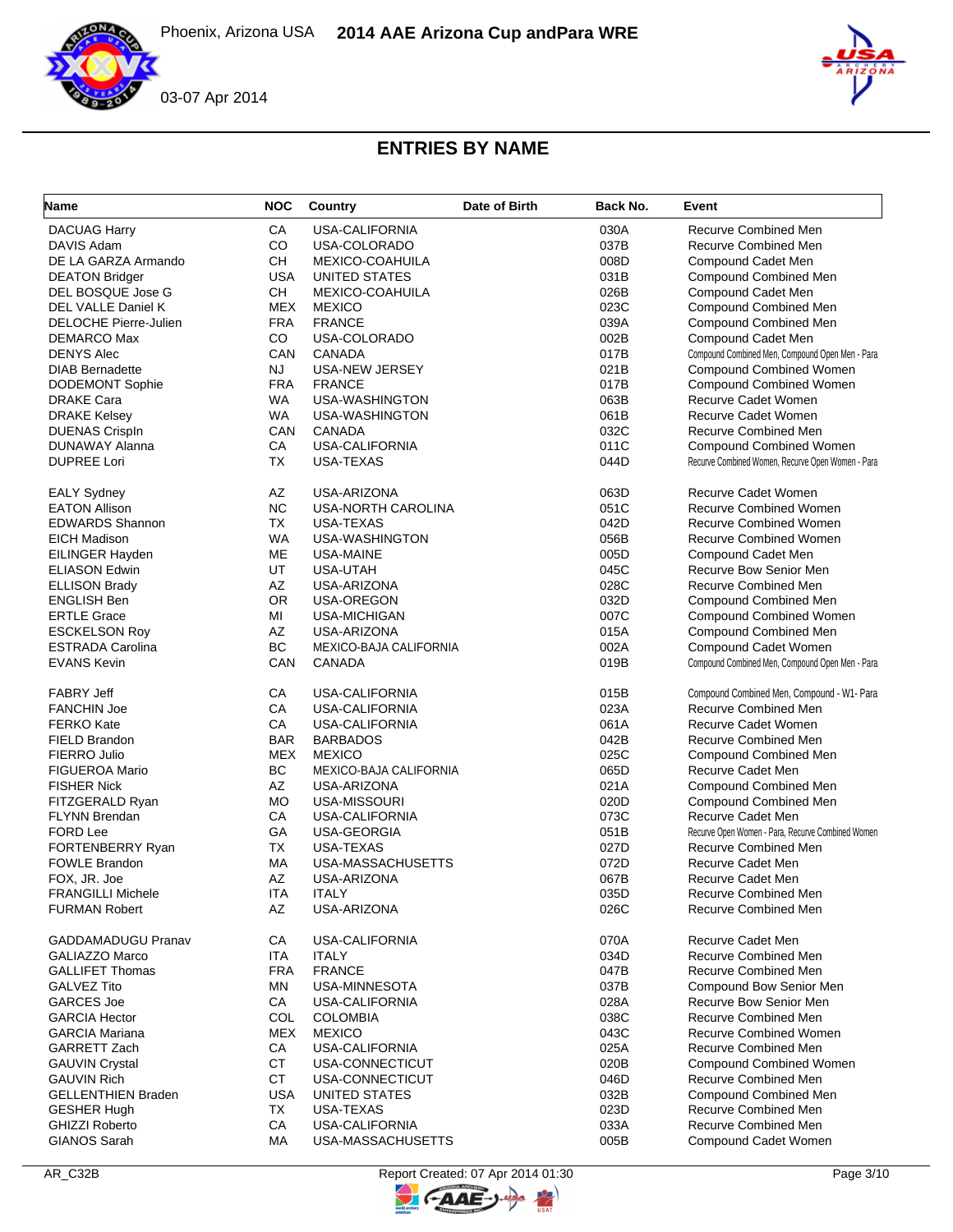## ENTRIES BY NAME

| Name | NOC | Country | Date of Birth | Back No. | Event |
|---|---|---|---|---|---|
| DACUAG Harry | CA | USA-CALIFORNIA | | 030A | Recurve Combined Men |
| DAVIS Adam | CO | USA-COLORADO | | 037B | Recurve Combined Men |
| DE LA GARZA Armando | CH | MEXICO-COAHUILA | | 008D | Compound Cadet Men |
| DEATON Bridger | USA | UNITED STATES | | 031B | Compound Combined Men |
| DEL BOSQUE Jose G | CH | MEXICO-COAHUILA | | 026B | Compound Cadet Men |
| DEL VALLE Daniel K | MEX | MEXICO | | 023C | Compound Combined Men |
| DELOCHE Pierre-Julien | FRA | FRANCE | | 039A | Compound Combined Men |
| DEMARCO Max | CO | USA-COLORADO | | 002B | Compound Cadet Men |
| DENYS Alec | CAN | CANADA | | 017B | Compound Combined Men, Compound Open Men - Para |
| DIAB Bernadette | NJ | USA-NEW JERSEY | | 021B | Compound Combined Women |
| DODEMONT Sophie | FRA | FRANCE | | 017B | Compound Combined Women |
| DRAKE Cara | WA | USA-WASHINGTON | | 063B | Recurve Cadet Women |
| DRAKE Kelsey | WA | USA-WASHINGTON | | 061B | Recurve Cadet Women |
| DUENAS Crispln | CAN | CANADA | | 032C | Recurve Combined Men |
| DUNAWAY Alanna | CA | USA-CALIFORNIA | | 011C | Compound Combined Women |
| DUPREE Lori | TX | USA-TEXAS | | 044D | Recurve Combined Women, Recurve Open Women - Para |
| EALY Sydney | AZ | USA-ARIZONA | | 063D | Recurve Cadet Women |
| EATON Allison | NC | USA-NORTH CAROLINA | | 051C | Recurve Combined Women |
| EDWARDS Shannon | TX | USA-TEXAS | | 042D | Recurve Combined Women |
| EICH Madison | WA | USA-WASHINGTON | | 056B | Recurve Combined Women |
| EILINGER Hayden | ME | USA-MAINE | | 005D | Compound Cadet Men |
| ELIASON Edwin | UT | USA-UTAH | | 045C | Recurve Bow Senior Men |
| ELLISON Brady | AZ | USA-ARIZONA | | 028C | Recurve Combined Men |
| ENGLISH Ben | OR | USA-OREGON | | 032D | Compound Combined Men |
| ERTLE Grace | MI | USA-MICHIGAN | | 007C | Compound Combined Women |
| ESCKELSON Roy | AZ | USA-ARIZONA | | 015A | Compound Combined Men |
| ESTRADA Carolina | BC | MEXICO-BAJA CALIFORNIA | | 002A | Compound Cadet Women |
| EVANS Kevin | CAN | CANADA | | 019B | Compound Combined Men, Compound Open Men - Para |
| FABRY Jeff | CA | USA-CALIFORNIA | | 015B | Compound Combined Men, Compound - W1- Para |
| FANCHIN Joe | CA | USA-CALIFORNIA | | 023A | Recurve Combined Men |
| FERKO Kate | CA | USA-CALIFORNIA | | 061A | Recurve Cadet Women |
| FIELD Brandon | BAR | BARBADOS | | 042B | Recurve Combined Men |
| FIERRO Julio | MEX | MEXICO | | 025C | Compound Combined Men |
| FIGUEROA Mario | BC | MEXICO-BAJA CALIFORNIA | | 065D | Recurve Cadet Men |
| FISHER Nick | AZ | USA-ARIZONA | | 021A | Compound Combined Men |
| FITZGERALD Ryan | MO | USA-MISSOURI | | 020D | Compound Combined Men |
| FLYNN Brendan | CA | USA-CALIFORNIA | | 073C | Recurve Cadet Men |
| FORD Lee | GA | USA-GEORGIA | | 051B | Recurve Open Women - Para, Recurve Combined Women |
| FORTENBERRY Ryan | TX | USA-TEXAS | | 027D | Recurve Combined Men |
| FOWLE Brandon | MA | USA-MASSACHUSETTS | | 072D | Recurve Cadet Men |
| FOX, JR. Joe | AZ | USA-ARIZONA | | 067B | Recurve Cadet Men |
| FRANGILLI Michele | ITA | ITALY | | 035D | Recurve Combined Men |
| FURMAN Robert | AZ | USA-ARIZONA | | 026C | Recurve Combined Men |
| GADDAMADUGU Pranav | CA | USA-CALIFORNIA | | 070A | Recurve Cadet Men |
| GALIAZZO Marco | ITA | ITALY | | 034D | Recurve Combined Men |
| GALLIFET Thomas | FRA | FRANCE | | 047B | Recurve Combined Men |
| GALVEZ Tito | MN | USA-MINNESOTA | | 037B | Compound Bow Senior Men |
| GARCES Joe | CA | USA-CALIFORNIA | | 028A | Recurve Bow Senior Men |
| GARCIA Hector | COL | COLOMBIA | | 038C | Recurve Combined Men |
| GARCIA Mariana | MEX | MEXICO | | 043C | Recurve Combined Women |
| GARRETT Zach | CA | USA-CALIFORNIA | | 025A | Recurve Combined Men |
| GAUVIN Crystal | CT | USA-CONNECTICUT | | 020B | Compound Combined Women |
| GAUVIN Rich | CT | USA-CONNECTICUT | | 046D | Recurve Combined Men |
| GELLENTHIEN Braden | USA | UNITED STATES | | 032B | Compound Combined Men |
| GESHER Hugh | TX | USA-TEXAS | | 023D | Recurve Combined Men |
| GHIZZI Roberto | CA | USA-CALIFORNIA | | 033A | Recurve Combined Men |
| GIANOS Sarah | MA | USA-MASSACHUSETTS | | 005B | Compound Cadet Women |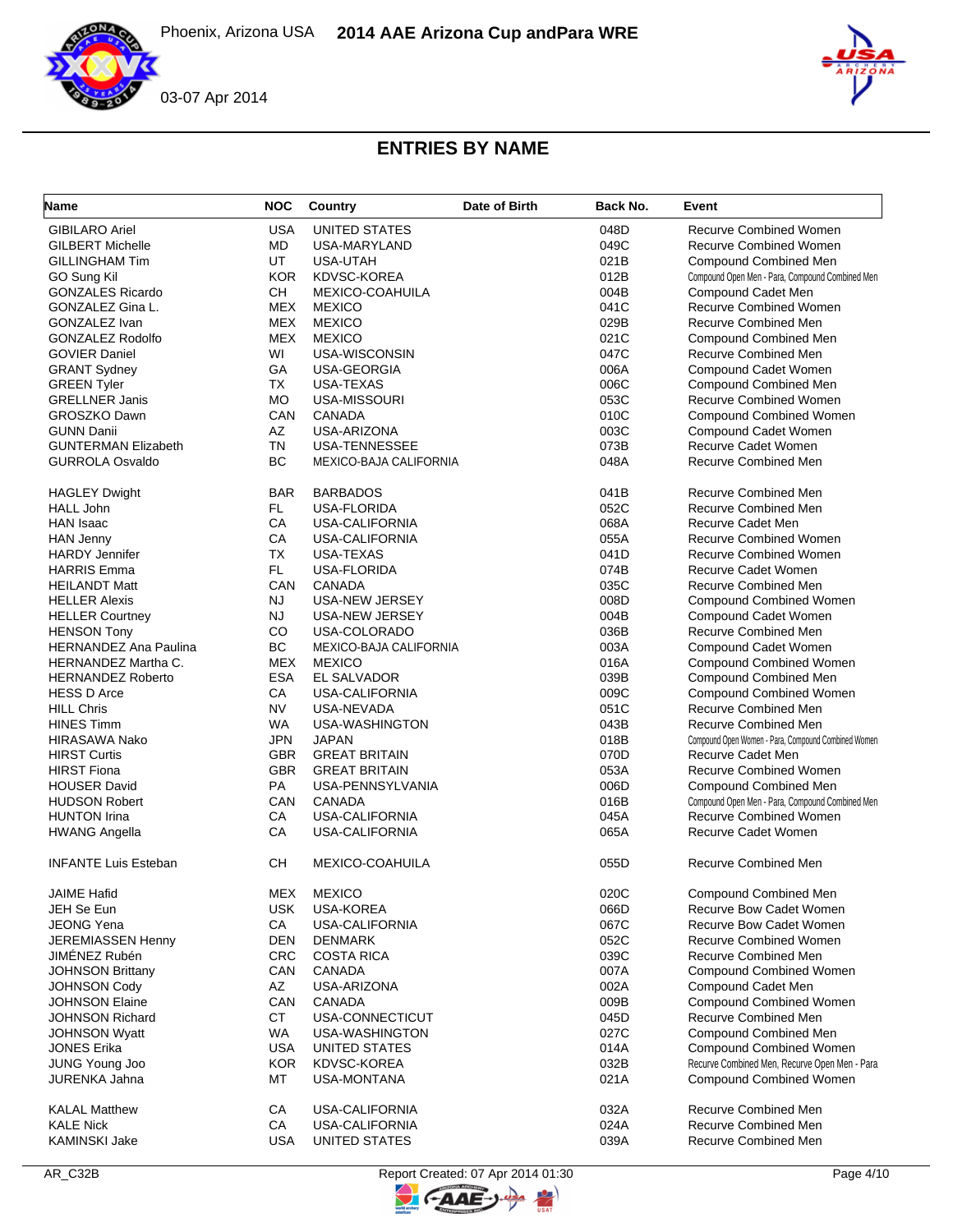## ENTRIES BY NAME

| Name | NOC | Country | Date of Birth | Back No. | Event |
|---|---|---|---|---|---|
| GIBILARO Ariel | USA | UNITED STATES | | 048D | Recurve Combined Women |
| GILBERT Michelle | MD | USA-MARYLAND | | 049C | Recurve Combined Women |
| GILLINGHAM Tim | UT | USA-UTAH | | 021B | Compound Combined Men |
| GO Sung Kil | KOR | KDVSC-KOREA | | 012B | Compound Open Men - Para, Compound Combined Men |
| GONZALES Ricardo | CH | MEXICO-COAHUILA | | 004B | Compound Cadet Men |
| GONZALEZ Gina L. | MEX | MEXICO | | 041C | Recurve Combined Women |
| GONZALEZ Ivan | MEX | MEXICO | | 029B | Recurve Combined Men |
| GONZALEZ Rodolfo | MEX | MEXICO | | 021C | Compound Combined Men |
| GOVIER Daniel | WI | USA-WISCONSIN | | 047C | Recurve Combined Men |
| GRANT Sydney | GA | USA-GEORGIA | | 006A | Compound Cadet Women |
| GREEN Tyler | TX | USA-TEXAS | | 006C | Compound Combined Men |
| GRELLNER Janis | MO | USA-MISSOURI | | 053C | Recurve Combined Women |
| GROSZKO Dawn | CAN | CANADA | | 010C | Compound Combined Women |
| GUNN Danii | AZ | USA-ARIZONA | | 003C | Compound Cadet Women |
| GUNTERMAN Elizabeth | TN | USA-TENNESSEE | | 073B | Recurve Cadet Women |
| GURROLA Osvaldo | BC | MEXICO-BAJA CALIFORNIA | | 048A | Recurve Combined Men |
| HAGLEY Dwight | BAR | BARBADOS | | 041B | Recurve Combined Men |
| HALL John | FL | USA-FLORIDA | | 052C | Recurve Combined Men |
| HAN Isaac | CA | USA-CALIFORNIA | | 068A | Recurve Cadet Men |
| HAN Jenny | CA | USA-CALIFORNIA | | 055A | Recurve Combined Women |
| HARDY Jennifer | TX | USA-TEXAS | | 041D | Recurve Combined Women |
| HARRIS Emma | FL | USA-FLORIDA | | 074B | Recurve Cadet Women |
| HEILANDT Matt | CAN | CANADA | | 035C | Recurve Combined Men |
| HELLER Alexis | NJ | USA-NEW JERSEY | | 008D | Compound Combined Women |
| HELLER Courtney | NJ | USA-NEW JERSEY | | 004B | Compound Cadet Women |
| HENSON Tony | CO | USA-COLORADO | | 036B | Recurve Combined Men |
| HERNANDEZ Ana Paulina | BC | MEXICO-BAJA CALIFORNIA | | 003A | Compound Cadet Women |
| HERNANDEZ Martha C. | MEX | MEXICO | | 016A | Compound Combined Women |
| HERNANDEZ Roberto | ESA | EL SALVADOR | | 039B | Compound Combined Men |
| HESS D Arce | CA | USA-CALIFORNIA | | 009C | Compound Combined Women |
| HILL Chris | NV | USA-NEVADA | | 051C | Recurve Combined Men |
| HINES Timm | WA | USA-WASHINGTON | | 043B | Recurve Combined Men |
| HIRASAWA Nako | JPN | JAPAN | | 018B | Compound Open Women - Para, Compound Combined Women |
| HIRST Curtis | GBR | GREAT BRITAIN | | 070D | Recurve Cadet Men |
| HIRST Fiona | GBR | GREAT BRITAIN | | 053A | Recurve Combined Women |
| HOUSER David | PA | USA-PENNSYLVANIA | | 006D | Compound Combined Men |
| HUDSON Robert | CAN | CANADA | | 016B | Compound Open Men - Para, Compound Combined Men |
| HUNTON Irina | CA | USA-CALIFORNIA | | 045A | Recurve Combined Women |
| HWANG Angella | CA | USA-CALIFORNIA | | 065A | Recurve Cadet Women |
| INFANTE Luis Esteban | CH | MEXICO-COAHUILA | | 055D | Recurve Combined Men |
| JAIME Hafid | MEX | MEXICO | | 020C | Compound Combined Men |
| JEH Se Eun | USK | USA-KOREA | | 066D | Recurve Bow Cadet Women |
| JEONG Yena | CA | USA-CALIFORNIA | | 067C | Recurve Bow Cadet Women |
| JEREMIASSEN Henny | DEN | DENMARK | | 052C | Recurve Combined Women |
| JIMÉNEZ Rubén | CRC | COSTA RICA | | 039C | Recurve Combined Men |
| JOHNSON Brittany | CAN | CANADA | | 007A | Compound Combined Women |
| JOHNSON Cody | AZ | USA-ARIZONA | | 002A | Compound Cadet Men |
| JOHNSON Elaine | CAN | CANADA | | 009B | Compound Combined Women |
| JOHNSON Richard | CT | USA-CONNECTICUT | | 045D | Recurve Combined Men |
| JOHNSON Wyatt | WA | USA-WASHINGTON | | 027C | Compound Combined Men |
| JONES Erika | USA | UNITED STATES | | 014A | Compound Combined Women |
| JUNG Young Joo | KOR | KDVSC-KOREA | | 032B | Recurve Combined Men, Recurve Open Men - Para |
| JURENKA Jahna | MT | USA-MONTANA | | 021A | Compound Combined Women |
| KALAL Matthew | CA | USA-CALIFORNIA | | 032A | Recurve Combined Men |
| KALE Nick | CA | USA-CALIFORNIA | | 024A | Recurve Combined Men |
| KAMINSKI Jake | USA | UNITED STATES | | 039A | Recurve Combined Men |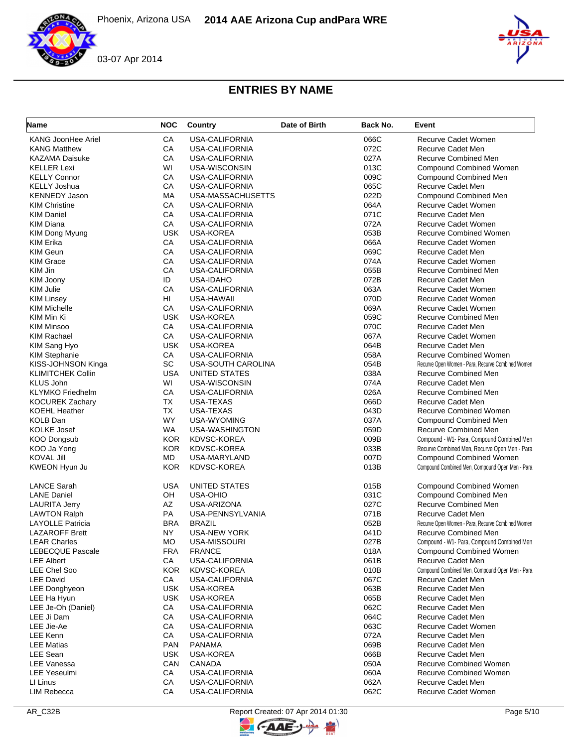# ENTRIES BY NAME

| Name | NOC | Country | Date of Birth | Back No. | Event |
|---|---|---|---|---|---|
| KANG JoonHee Ariel | CA | USA-CALIFORNIA | | 066C | Recurve Cadet Women |
| KANG Matthew | CA | USA-CALIFORNIA | | 072C | Recurve Cadet Men |
| KAZAMA Daisuke | CA | USA-CALIFORNIA | | 027A | Recurve Combined Men |
| KELLER Lexi | WI | USA-WISCONSIN | | 013C | Compound Combined Women |
| KELLY Connor | CA | USA-CALIFORNIA | | 009C | Compound Combined Men |
| KELLY Joshua | CA | USA-CALIFORNIA | | 065C | Recurve Cadet Men |
| KENNEDY Jason | MA | USA-MASSACHUSETTS | | 022D | Compound Combined Men |
| KIM Christine | CA | USA-CALIFORNIA | | 064A | Recurve Cadet Women |
| KIM Daniel | CA | USA-CALIFORNIA | | 071C | Recurve Cadet Men |
| KIM Diana | CA | USA-CALIFORNIA | | 072A | Recurve Cadet Women |
| KIM Dong Myung | USK | USA-KOREA | | 053B | Recurve Combined Women |
| KIM Erika | CA | USA-CALIFORNIA | | 066A | Recurve Cadet Women |
| KIM Geun | CA | USA-CALIFORNIA | | 069C | Recurve Cadet Men |
| KIM Grace | CA | USA-CALIFORNIA | | 074A | Recurve Cadet Women |
| KIM Jin | CA | USA-CALIFORNIA | | 055B | Recurve Combined Men |
| KIM Joony | ID | USA-IDAHO | | 072B | Recurve Cadet Men |
| KIM Julie | CA | USA-CALIFORNIA | | 063A | Recurve Cadet Women |
| KIM Linsey | HI | USA-HAWAII | | 070D | Recurve Cadet Women |
| KIM Michelle | CA | USA-CALIFORNIA | | 069A | Recurve Cadet Women |
| KIM Min Ki | USK | USA-KOREA | | 059C | Recurve Combined Men |
| KIM Minsoo | CA | USA-CALIFORNIA | | 070C | Recurve Cadet Men |
| KIM Rachael | CA | USA-CALIFORNIA | | 067A | Recurve Cadet Women |
| KIM Sang Hyo | USK | USA-KOREA | | 064B | Recurve Cadet Men |
| KIM Stephanie | CA | USA-CALIFORNIA | | 058A | Recurve Combined Women |
| KISS-JOHNSON Kinga | SC | USA-SOUTH CAROLINA | | 054B | Recurve Open Women - Para, Recurve Combined Women |
| KLIMITCHEK Collin | USA | UNITED STATES | | 038A | Recurve Combined Men |
| KLUS John | WI | USA-WISCONSIN | | 074A | Recurve Cadet Men |
| KLYMKO Friedhelm | CA | USA-CALIFORNIA | | 026A | Recurve Combined Men |
| KOCUREK Zachary | TX | USA-TEXAS | | 066D | Recurve Cadet Men |
| KOEHL Heather | TX | USA-TEXAS | | 043D | Recurve Combined Women |
| KOLB Dan | WY | USA-WYOMING | | 037A | Compound Combined Men |
| KOLKE Josef | WA | USA-WASHINGTON | | 059D | Recurve Combined Men |
| KOO Dongsub | KOR | KDVSC-KOREA | | 009B | Compound - W1- Para, Compound Combined Men |
| KOO Ja Yong | KOR | KDVSC-KOREA | | 033B | Recurve Combined Men, Recurve Open Men - Para |
| KOVAL Jill | MD | USA-MARYLAND | | 007D | Compound Combined Women |
| KWEON Hyun Ju | KOR | KDVSC-KOREA | | 013B | Compound Combined Men, Compound Open Men - Para |
| LANCE Sarah | USA | UNITED STATES | | 015B | Compound Combined Women |
| LANE Daniel | OH | USA-OHIO | | 031C | Compound Combined Men |
| LAURITA Jerry | AZ | USA-ARIZONA | | 027C | Recurve Combined Men |
| LAWTON Ralph | PA | USA-PENNSYLVANIA | | 071B | Recurve Cadet Men |
| LAYOLLE Patricia | BRA | BRAZIL | | 052B | Recurve Open Women - Para, Recurve Combined Women |
| LAZAROFF Brett | NY | USA-NEW YORK | | 041D | Recurve Combined Men |
| LEAR Charles | MO | USA-MISSOURI | | 027B | Compound - W1- Para, Compound Combined Men |
| LEBECQUE Pascale | FRA | FRANCE | | 018A | Compound Combined Women |
| LEE Albert | CA | USA-CALIFORNIA | | 061B | Recurve Cadet Men |
| LEE Chel Soo | KOR | KDVSC-KOREA | | 010B | Compound Combined Men, Compound Open Men - Para |
| LEE David | CA | USA-CALIFORNIA | | 067C | Recurve Cadet Men |
| LEE Donghyeon | USK | USA-KOREA | | 063B | Recurve Cadet Men |
| LEE Ha Hyun | USK | USA-KOREA | | 065B | Recurve Cadet Men |
| LEE Je-Oh (Daniel) | CA | USA-CALIFORNIA | | 062C | Recurve Cadet Men |
| LEE Ji Dam | CA | USA-CALIFORNIA | | 064C | Recurve Cadet Men |
| LEE Jie-Ae | CA | USA-CALIFORNIA | | 063C | Recurve Cadet Women |
| LEE Kenn | CA | USA-CALIFORNIA | | 072A | Recurve Cadet Men |
| LEE Matias | PAN | PANAMA | | 069B | Recurve Cadet Men |
| LEE Sean | USK | USA-KOREA | | 066B | Recurve Cadet Men |
| LEE Vanessa | CAN | CANADA | | 050A | Recurve Combined Women |
| LEE Yeseulmi | CA | USA-CALIFORNIA | | 060A | Recurve Combined Women |
| LI Linus | CA | USA-CALIFORNIA | | 062A | Recurve Cadet Men |
| LIM Rebecca | CA | USA-CALIFORNIA | | 062C | Recurve Cadet Women |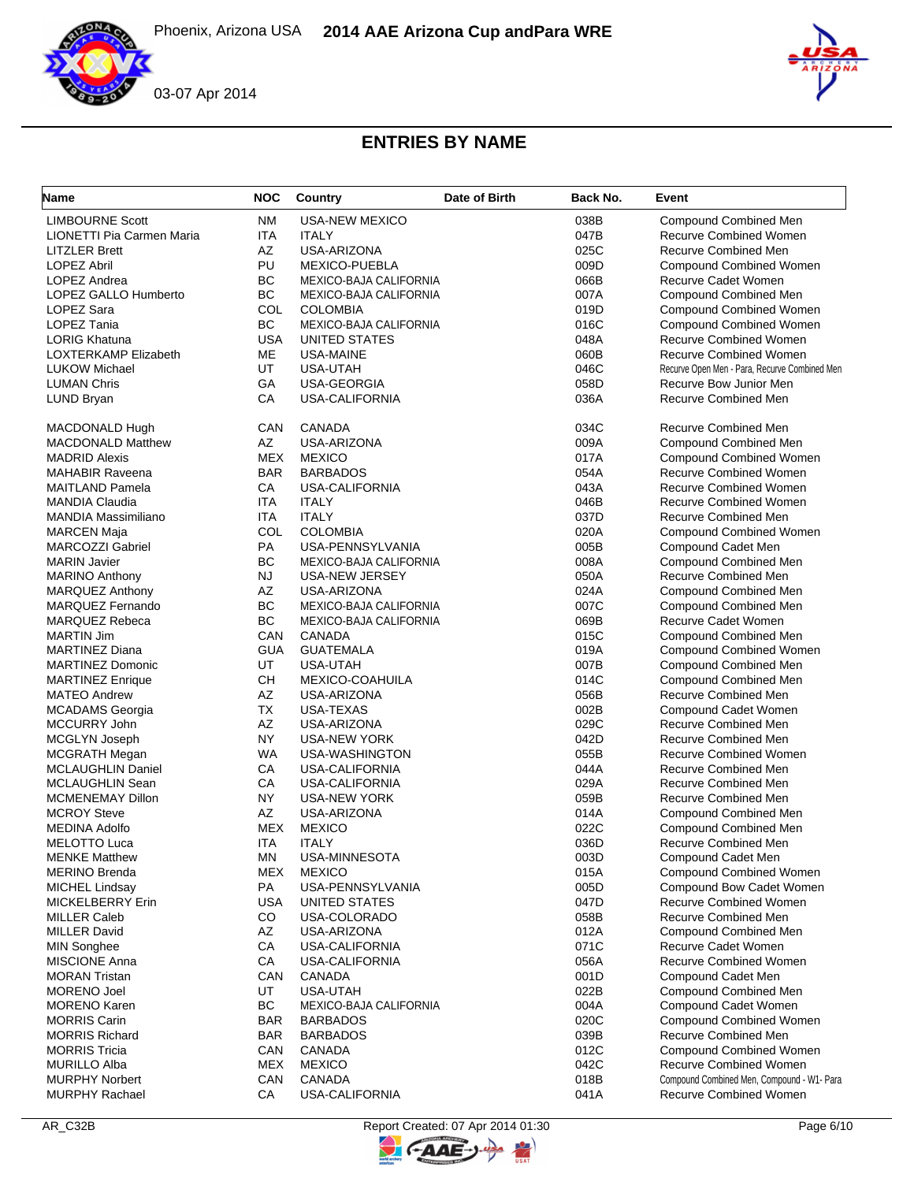# ENTRIES BY NAME

| Name | NOC | Country | Date of Birth | Back No. | Event |
|---|---|---|---|---|---|
| LIMBOURNE Scott | NM | USA-NEW MEXICO | | 038B | Compound Combined Men |
| LIONETTI Pia Carmen Maria | ITA | ITALY | | 047B | Recurve Combined Women |
| LITZLER Brett | AZ | USA-ARIZONA | | 025C | Recurve Combined Men |
| LOPEZ Abril | PU | MEXICO-PUEBLA | | 009D | Compound Combined Women |
| LOPEZ Andrea | BC | MEXICO-BAJA CALIFORNIA | | 066B | Recurve Cadet Women |
| LOPEZ GALLO Humberto | BC | MEXICO-BAJA CALIFORNIA | | 007A | Compound Combined Men |
| LOPEZ Sara | COL | COLOMBIA | | 019D | Compound Combined Women |
| LOPEZ Tania | BC | MEXICO-BAJA CALIFORNIA | | 016C | Compound Combined Women |
| LORIG Khatuna | USA | UNITED STATES | | 048A | Recurve Combined Women |
| LOXTERKAMP Elizabeth | ME | USA-MAINE | | 060B | Recurve Combined Women |
| LUKOW Michael | UT | USA-UTAH | | 046C | Recurve Open Men - Para, Recurve Combined Men |
| LUMAN Chris | GA | USA-GEORGIA | | 058D | Recurve Bow Junior Men |
| LUND Bryan | CA | USA-CALIFORNIA | | 036A | Recurve Combined Men |
| MACDONALD Hugh | CAN | CANADA | | 034C | Recurve Combined Men |
| MACDONALD Matthew | AZ | USA-ARIZONA | | 009A | Compound Combined Men |
| MADRID Alexis | MEX | MEXICO | | 017A | Compound Combined Women |
| MAHABIR Raveena | BAR | BARBADOS | | 054A | Recurve Combined Women |
| MAITLAND Pamela | CA | USA-CALIFORNIA | | 043A | Recurve Combined Women |
| MANDIA Claudia | ITA | ITALY | | 046B | Recurve Combined Women |
| MANDIA Massimiliano | ITA | ITALY | | 037D | Recurve Combined Men |
| MARCEN Maja | COL | COLOMBIA | | 020A | Compound Combined Women |
| MARCOZZI Gabriel | PA | USA-PENNSYLVANIA | | 005B | Compound Cadet Men |
| MARIN Javier | BC | MEXICO-BAJA CALIFORNIA | | 008A | Compound Combined Men |
| MARINO Anthony | NJ | USA-NEW JERSEY | | 050A | Recurve Combined Men |
| MARQUEZ Anthony | AZ | USA-ARIZONA | | 024A | Compound Combined Men |
| MARQUEZ Fernando | BC | MEXICO-BAJA CALIFORNIA | | 007C | Compound Combined Men |
| MARQUEZ Rebeca | BC | MEXICO-BAJA CALIFORNIA | | 069B | Recurve Cadet Women |
| MARTIN Jim | CAN | CANADA | | 015C | Compound Combined Men |
| MARTINEZ Diana | GUA | GUATEMALA | | 019A | Compound Combined Women |
| MARTINEZ Domonic | UT | USA-UTAH | | 007B | Compound Combined Men |
| MARTINEZ Enrique | CH | MEXICO-COAHUILA | | 014C | Compound Combined Men |
| MATEO Andrew | AZ | USA-ARIZONA | | 056B | Recurve Combined Men |
| MCADAMS Georgia | TX | USA-TEXAS | | 002B | Compound Cadet Women |
| MCCURRY John | AZ | USA-ARIZONA | | 029C | Recurve Combined Men |
| MCGLYN Joseph | NY | USA-NEW YORK | | 042D | Recurve Combined Men |
| MCGRATH Megan | WA | USA-WASHINGTON | | 055B | Recurve Combined Women |
| MCLAUGHLIN Daniel | CA | USA-CALIFORNIA | | 044A | Recurve Combined Men |
| MCLAUGHLIN Sean | CA | USA-CALIFORNIA | | 029A | Recurve Combined Men |
| MCMENEMAY Dillon | NY | USA-NEW YORK | | 059B | Recurve Combined Men |
| MCROY Steve | AZ | USA-ARIZONA | | 014A | Compound Combined Men |
| MEDINA Adolfo | MEX | MEXICO | | 022C | Compound Combined Men |
| MELOTTO Luca | ITA | ITALY | | 036D | Recurve Combined Men |
| MENKE Matthew | MN | USA-MINNESOTA | | 003D | Compound Cadet Men |
| MERINO Brenda | MEX | MEXICO | | 015A | Compound Combined Women |
| MICHEL Lindsay | PA | USA-PENNSYLVANIA | | 005D | Compound Bow Cadet Women |
| MICKELBERRY Erin | USA | UNITED STATES | | 047D | Recurve Combined Women |
| MILLER Caleb | CO | USA-COLORADO | | 058B | Recurve Combined Men |
| MILLER David | AZ | USA-ARIZONA | | 012A | Compound Combined Men |
| MIN Songhee | CA | USA-CALIFORNIA | | 071C | Recurve Cadet Women |
| MISCIONE Anna | CA | USA-CALIFORNIA | | 056A | Recurve Combined Women |
| MORAN Tristan | CAN | CANADA | | 001D | Compound Cadet Men |
| MORENO Joel | UT | USA-UTAH | | 022B | Compound Combined Men |
| MORENO Karen | BC | MEXICO-BAJA CALIFORNIA | | 004A | Compound Cadet Women |
| MORRIS Carin | BAR | BARBADOS | | 020C | Compound Combined Women |
| MORRIS Richard | BAR | BARBADOS | | 039B | Recurve Combined Men |
| MORRIS Tricia | CAN | CANADA | | 012C | Compound Combined Women |
| MURILLO Alba | MEX | MEXICO | | 042C | Recurve Combined Women |
| MURPHY Norbert | CAN | CANADA | | 018B | Compound Combined Men, Compound - W1- Para |
| MURPHY Rachael | CA | USA-CALIFORNIA | | 041A | Recurve Combined Women |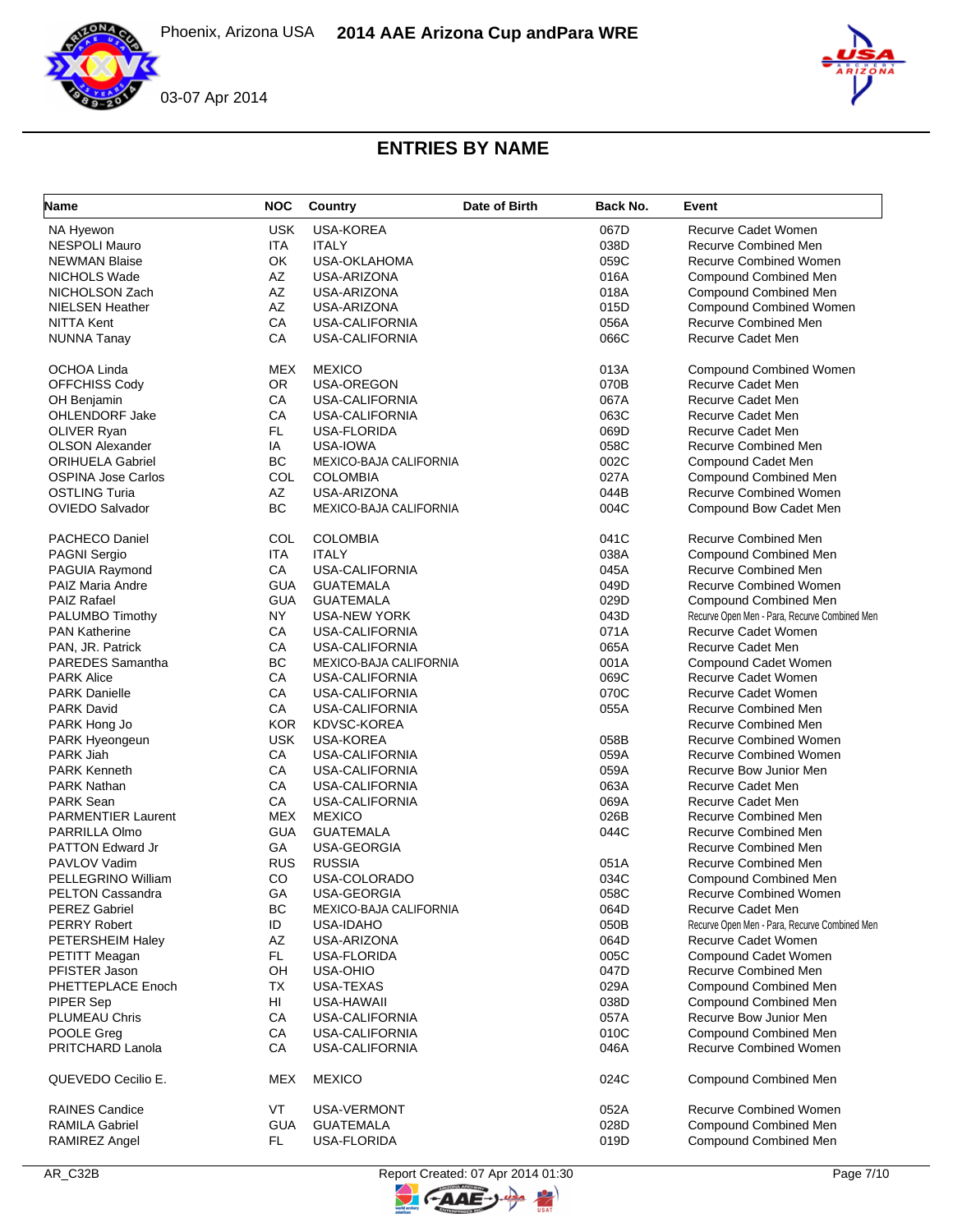## ENTRIES BY NAME

| Name | NOC | Country | Date of Birth | Back No. | Event |
|---|---|---|---|---|---|
| NA Hyewon | USK | USA-KOREA | | 067D | Recurve Cadet Women |
| NESPOLI Mauro | ITA | ITALY | | 038D | Recurve Combined Men |
| NEWMAN Blaise | OK | USA-OKLAHOMA | | 059C | Recurve Combined Women |
| NICHOLS Wade | AZ | USA-ARIZONA | | 016A | Compound Combined Men |
| NICHOLSON Zach | AZ | USA-ARIZONA | | 018A | Compound Combined Men |
| NIELSEN Heather | AZ | USA-ARIZONA | | 015D | Compound Combined Women |
| NITTA Kent | CA | USA-CALIFORNIA | | 056A | Recurve Combined Men |
| NUNNA Tanay | CA | USA-CALIFORNIA | | 066C | Recurve Cadet Men |
| OCHOA Linda | MEX | MEXICO | | 013A | Compound Combined Women |
| OFFCHISS Cody | OR | USA-OREGON | | 070B | Recurve Cadet Men |
| OH Benjamin | CA | USA-CALIFORNIA | | 067A | Recurve Cadet Men |
| OHLENDORF Jake | CA | USA-CALIFORNIA | | 063C | Recurve Cadet Men |
| OLIVER Ryan | FL | USA-FLORIDA | | 069D | Recurve Cadet Men |
| OLSON Alexander | IA | USA-IOWA | | 058C | Recurve Combined Men |
| ORIHUELA Gabriel | BC | MEXICO-BAJA CALIFORNIA | | 002C | Compound Cadet Men |
| OSPINA Jose Carlos | COL | COLOMBIA | | 027A | Compound Combined Men |
| OSTLING Turia | AZ | USA-ARIZONA | | 044B | Recurve Combined Women |
| OVIEDO Salvador | BC | MEXICO-BAJA CALIFORNIA | | 004C | Compound Bow Cadet Men |
| PACHECO Daniel | COL | COLOMBIA | | 041C | Recurve Combined Men |
| PAGNI Sergio | ITA | ITALY | | 038A | Compound Combined Men |
| PAGUIA Raymond | CA | USA-CALIFORNIA | | 045A | Recurve Combined Men |
| PAIZ Maria Andre | GUA | GUATEMALA | | 049D | Recurve Combined Women |
| PAIZ Rafael | GUA | GUATEMALA | | 029D | Compound Combined Men |
| PALUMBO Timothy | NY | USA-NEW YORK | | 043D | Recurve Open Men - Para, Recurve Combined Men |
| PAN Katherine | CA | USA-CALIFORNIA | | 071A | Recurve Cadet Women |
| PAN, JR. Patrick | CA | USA-CALIFORNIA | | 065A | Recurve Cadet Men |
| PAREDES Samantha | BC | MEXICO-BAJA CALIFORNIA | | 001A | Compound Cadet Women |
| PARK Alice | CA | USA-CALIFORNIA | | 069C | Recurve Cadet Women |
| PARK Danielle | CA | USA-CALIFORNIA | | 070C | Recurve Cadet Women |
| PARK David | CA | USA-CALIFORNIA | | 055A | Recurve Combined Men |
| PARK Hong Jo | KOR | KDVSC-KOREA | | | Recurve Combined Men |
| PARK Hyeongeun | USK | USA-KOREA | | 058B | Recurve Combined Women |
| PARK Jiah | CA | USA-CALIFORNIA | | 059A | Recurve Combined Women |
| PARK Kenneth | CA | USA-CALIFORNIA | | 059A | Recurve Bow Junior Men |
| PARK Nathan | CA | USA-CALIFORNIA | | 063A | Recurve Cadet Men |
| PARK Sean | CA | USA-CALIFORNIA | | 069A | Recurve Cadet Men |
| PARMENTIER Laurent | MEX | MEXICO | | 026B | Recurve Combined Men |
| PARRILLA Olmo | GUA | GUATEMALA | | 044C | Recurve Combined Men |
| PATTON Edward Jr | GA | USA-GEORGIA | | | Recurve Combined Men |
| PAVLOV Vadim | RUS | RUSSIA | | 051A | Recurve Combined Men |
| PELLEGRINO William | CO | USA-COLORADO | | 034C | Compound Combined Men |
| PELTON Cassandra | GA | USA-GEORGIA | | 058C | Recurve Combined Women |
| PEREZ Gabriel | BC | MEXICO-BAJA CALIFORNIA | | 064D | Recurve Cadet Men |
| PERRY Robert | ID | USA-IDAHO | | 050B | Recurve Open Men - Para, Recurve Combined Men |
| PETERSHEIM Haley | AZ | USA-ARIZONA | | 064D | Recurve Cadet Women |
| PETITT Meagan | FL | USA-FLORIDA | | 005C | Compound Cadet Women |
| PFISTER Jason | OH | USA-OHIO | | 047D | Recurve Combined Men |
| PHETTEPLACE Enoch | TX | USA-TEXAS | | 029A | Compound Combined Men |
| PIPER Sep | HI | USA-HAWAII | | 038D | Compound Combined Men |
| PLUMEAU Chris | CA | USA-CALIFORNIA | | 057A | Recurve Bow Junior Men |
| POOLE Greg | CA | USA-CALIFORNIA | | 010C | Compound Combined Men |
| PRITCHARD Lanola | CA | USA-CALIFORNIA | | 046A | Recurve Combined Women |
| QUEVEDO Cecilio E. | MEX | MEXICO | | 024C | Compound Combined Men |
| RAINES Candice | VT | USA-VERMONT | | 052A | Recurve Combined Women |
| RAMILA Gabriel | GUA | GUATEMALA | | 028D | Compound Combined Men |
| RAMIREZ Angel | FL | USA-FLORIDA | | 019D | Compound Combined Men |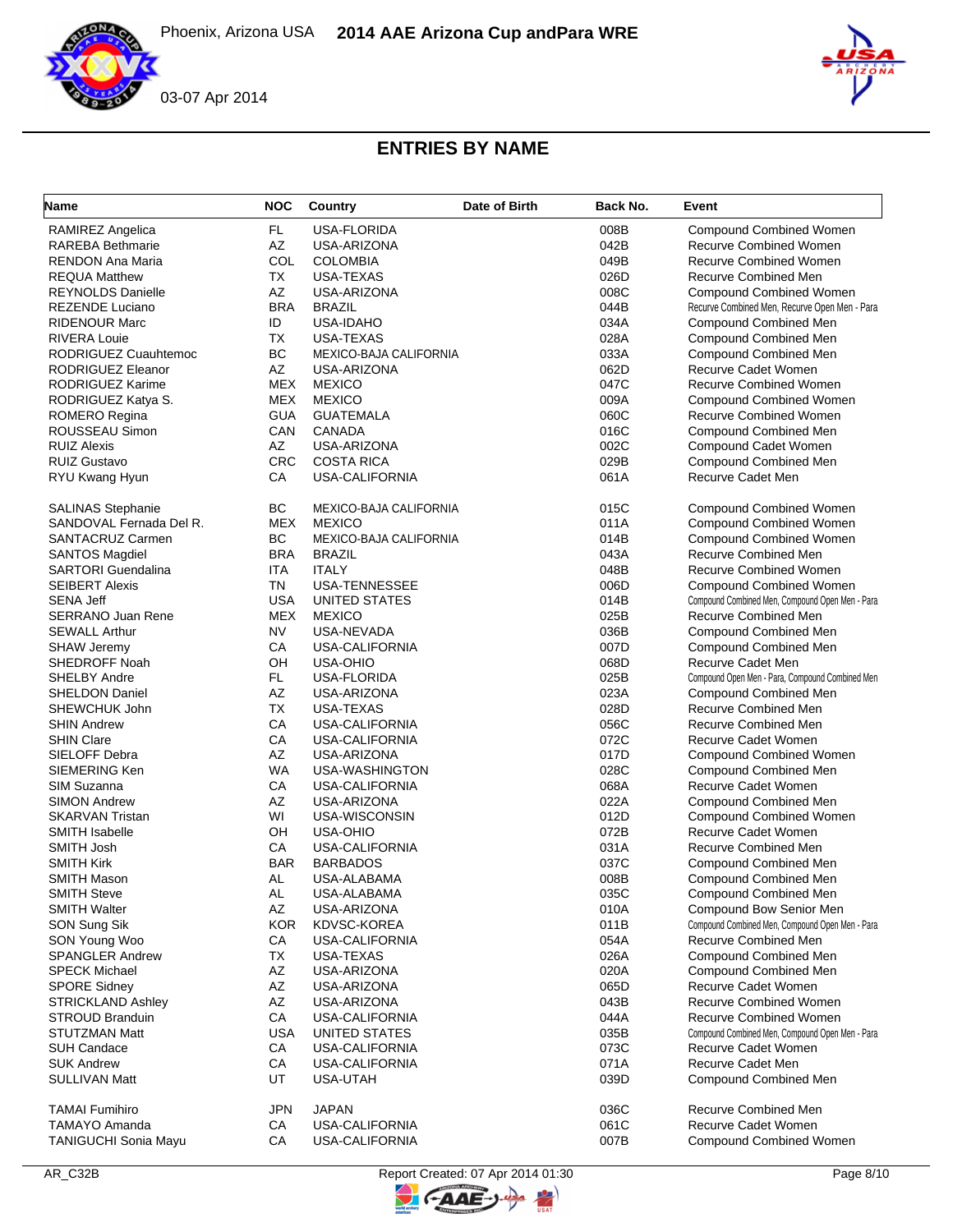## ENTRIES BY NAME

| Name | NOC | Country | Date of Birth | Back No. | Event |
|---|---|---|---|---|---|
| RAMIREZ Angelica | FL | USA-FLORIDA | | 008B | Compound Combined Women |
| RAREBA Bethmarie | AZ | USA-ARIZONA | | 042B | Recurve Combined Women |
| RENDON Ana Maria | COL | COLOMBIA | | 049B | Recurve Combined Women |
| REQUA Matthew | TX | USA-TEXAS | | 026D | Recurve Combined Men |
| REYNOLDS Danielle | AZ | USA-ARIZONA | | 008C | Compound Combined Women |
| REZENDE Luciano | BRA | BRAZIL | | 044B | Recurve Combined Men, Recurve Open Men - Para |
| RIDENOUR Marc | ID | USA-IDAHO | | 034A | Compound Combined Men |
| RIVERA Louie | TX | USA-TEXAS | | 028A | Compound Combined Men |
| RODRIGUEZ Cuauhtemoc | BC | MEXICO-BAJA CALIFORNIA | | 033A | Compound Combined Men |
| RODRIGUEZ Eleanor | AZ | USA-ARIZONA | | 062D | Recurve Cadet Women |
| RODRIGUEZ Karime | MEX | MEXICO | | 047C | Recurve Combined Women |
| RODRIGUEZ Katya S. | MEX | MEXICO | | 009A | Compound Combined Women |
| ROMERO Regina | GUA | GUATEMALA | | 060C | Recurve Combined Women |
| ROUSSEAU Simon | CAN | CANADA | | 016C | Compound Combined Men |
| RUIZ Alexis | AZ | USA-ARIZONA | | 002C | Compound Cadet Women |
| RUIZ Gustavo | CRC | COSTA RICA | | 029B | Compound Combined Men |
| RYU Kwang Hyun | CA | USA-CALIFORNIA | | 061A | Recurve Cadet Men |
| SALINAS Stephanie | BC | MEXICO-BAJA CALIFORNIA | | 015C | Compound Combined Women |
| SANDOVAL Fernada Del R. | MEX | MEXICO | | 011A | Compound Combined Women |
| SANTACRUZ Carmen | BC | MEXICO-BAJA CALIFORNIA | | 014B | Compound Combined Women |
| SANTOS Magdiel | BRA | BRAZIL | | 043A | Recurve Combined Men |
| SARTORI Guendalina | ITA | ITALY | | 048B | Recurve Combined Women |
| SEIBERT Alexis | TN | USA-TENNESSEE | | 006D | Compound Combined Women |
| SENA Jeff | USA | UNITED STATES | | 014B | Compound Combined Men, Compound Open Men - Para |
| SERRANO Juan Rene | MEX | MEXICO | | 025B | Recurve Combined Men |
| SEWALL Arthur | NV | USA-NEVADA | | 036B | Compound Combined Men |
| SHAW Jeremy | CA | USA-CALIFORNIA | | 007D | Compound Combined Men |
| SHEDROFF Noah | OH | USA-OHIO | | 068D | Recurve Cadet Men |
| SHELBY Andre | FL | USA-FLORIDA | | 025B | Compound Open Men - Para, Compound Combined Men |
| SHELDON Daniel | AZ | USA-ARIZONA | | 023A | Compound Combined Men |
| SHEWCHUK John | TX | USA-TEXAS | | 028D | Recurve Combined Men |
| SHIN Andrew | CA | USA-CALIFORNIA | | 056C | Recurve Combined Men |
| SHIN Clare | CA | USA-CALIFORNIA | | 072C | Recurve Cadet Women |
| SIELOFF Debra | AZ | USA-ARIZONA | | 017D | Compound Combined Women |
| SIEMERING Ken | WA | USA-WASHINGTON | | 028C | Compound Combined Men |
| SIM Suzanna | CA | USA-CALIFORNIA | | 068A | Recurve Cadet Women |
| SIMON Andrew | AZ | USA-ARIZONA | | 022A | Compound Combined Men |
| SKARVAN Tristan | WI | USA-WISCONSIN | | 012D | Compound Combined Women |
| SMITH Isabelle | OH | USA-OHIO | | 072B | Recurve Cadet Women |
| SMITH Josh | CA | USA-CALIFORNIA | | 031A | Recurve Combined Men |
| SMITH Kirk | BAR | BARBADOS | | 037C | Compound Combined Men |
| SMITH Mason | AL | USA-ALABAMA | | 008B | Compound Combined Men |
| SMITH Steve | AL | USA-ALABAMA | | 035C | Compound Combined Men |
| SMITH Walter | AZ | USA-ARIZONA | | 010A | Compound Bow Senior Men |
| SON Sung Sik | KOR | KDVSC-KOREA | | 011B | Compound Combined Men, Compound Open Men - Para |
| SON Young Woo | CA | USA-CALIFORNIA | | 054A | Recurve Combined Men |
| SPANGLER Andrew | TX | USA-TEXAS | | 026A | Compound Combined Men |
| SPECK Michael | AZ | USA-ARIZONA | | 020A | Compound Combined Men |
| SPORE Sidney | AZ | USA-ARIZONA | | 065D | Recurve Cadet Women |
| STRICKLAND Ashley | AZ | USA-ARIZONA | | 043B | Recurve Combined Women |
| STROUD Branduin | CA | USA-CALIFORNIA | | 044A | Recurve Combined Women |
| STUTZMAN Matt | USA | UNITED STATES | | 035B | Compound Combined Men, Compound Open Men - Para |
| SUH Candace | CA | USA-CALIFORNIA | | 073C | Recurve Cadet Women |
| SUK Andrew | CA | USA-CALIFORNIA | | 071A | Recurve Cadet Men |
| SULLIVAN Matt | UT | USA-UTAH | | 039D | Compound Combined Men |
| TAMAI Fumihiro | JPN | JAPAN | | 036C | Recurve Combined Men |
| TAMAYO Amanda | CA | USA-CALIFORNIA | | 061C | Recurve Cadet Women |
| TANIGUCHI Sonia Mayu | CA | USA-CALIFORNIA | | 007B | Compound Combined Women |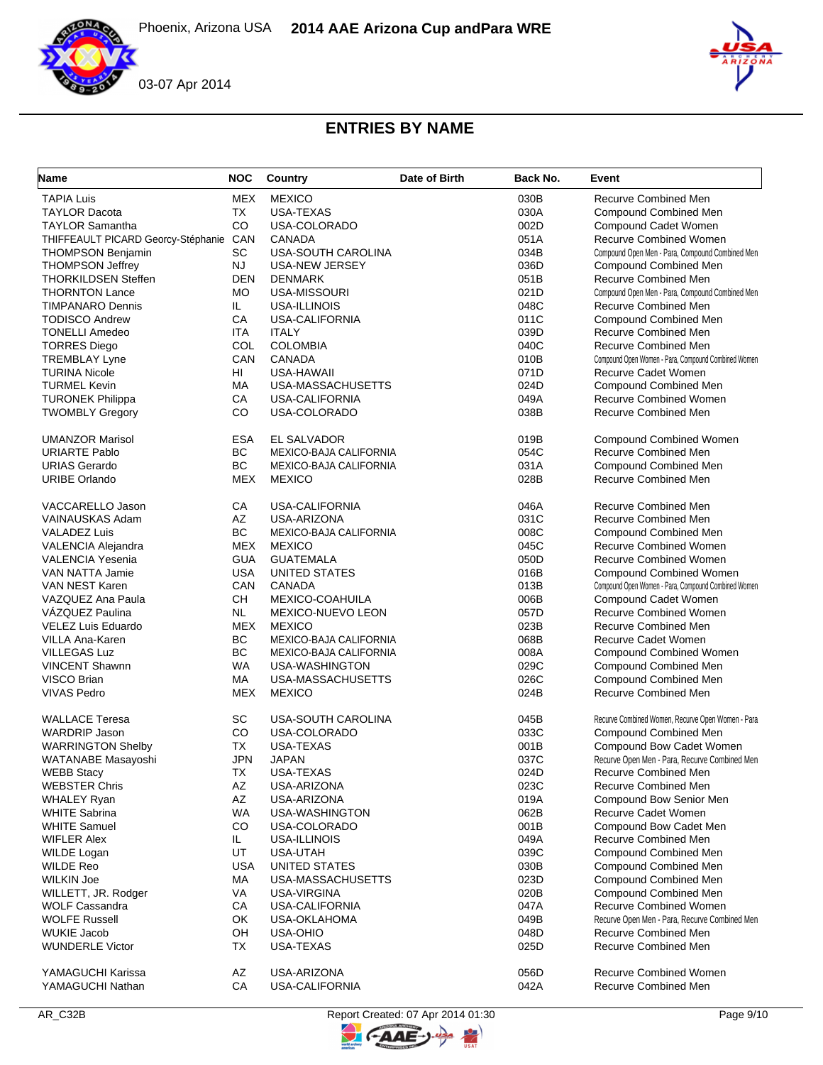## ENTRIES BY NAME

| Name | NOC | Country | Date of Birth | Back No. | Event |
|---|---|---|---|---|---|
| TAPIA Luis | MEX | MEXICO | | 030B | Recurve Combined Men |
| TAYLOR Dacota | TX | USA-TEXAS | | 030A | Compound Combined Men |
| TAYLOR Samantha | CO | USA-COLORADO | | 002D | Compound Cadet Women |
| THIFFEAULT PICARD Georcy-Stéphanie | CAN | CANADA | | 051A | Recurve Combined Women |
| THOMPSON Benjamin | SC | USA-SOUTH CAROLINA | | 034B | Compound Open Men - Para, Compound Combined Men |
| THOMPSON Jeffrey | NJ | USA-NEW JERSEY | | 036D | Compound Combined Men |
| THORKILDSEN Steffen | DEN | DENMARK | | 051B | Recurve Combined Men |
| THORNTON Lance | MO | USA-MISSOURI | | 021D | Compound Open Men - Para, Compound Combined Men |
| TIMPANARO Dennis | IL | USA-ILLINOIS | | 048C | Recurve Combined Men |
| TODISCO Andrew | CA | USA-CALIFORNIA | | 011C | Compound Combined Men |
| TONELLI Amedeo | ITA | ITALY | | 039D | Recurve Combined Men |
| TORRES Diego | COL | COLOMBIA | | 040C | Recurve Combined Men |
| TREMBLAY Lyne | CAN | CANADA | | 010B | Compound Open Women - Para, Compound Combined Women |
| TURINA Nicole | HI | USA-HAWAII | | 071D | Recurve Cadet Women |
| TURMEL Kevin | MA | USA-MASSACHUSETTS | | 024D | Compound Combined Men |
| TURONEK Philippa | CA | USA-CALIFORNIA | | 049A | Recurve Combined Women |
| TWOMBLY Gregory | CO | USA-COLORADO | | 038B | Recurve Combined Men |
| UMANZOR Marisol | ESA | EL SALVADOR | | 019B | Compound Combined Women |
| URIARTE Pablo | BC | MEXICO-BAJA CALIFORNIA | | 054C | Recurve Combined Men |
| URIAS Gerardo | BC | MEXICO-BAJA CALIFORNIA | | 031A | Compound Combined Men |
| URIBE Orlando | MEX | MEXICO | | 028B | Recurve Combined Men |
| VACCARELLO Jason | CA | USA-CALIFORNIA | | 046A | Recurve Combined Men |
| VAINAUSKAS Adam | AZ | USA-ARIZONA | | 031C | Recurve Combined Men |
| VALADEZ Luis | BC | MEXICO-BAJA CALIFORNIA | | 008C | Compound Combined Men |
| VALENCIA Alejandra | MEX | MEXICO | | 045C | Recurve Combined Women |
| VALENCIA Yesenia | GUA | GUATEMALA | | 050D | Recurve Combined Women |
| VAN NATTA Jamie | USA | UNITED STATES | | 016B | Compound Combined Women |
| VAN NEST Karen | CAN | CANADA | | 013B | Compound Open Women - Para, Compound Combined Women |
| VAZQUEZ Ana Paula | CH | MEXICO-COAHUILA | | 006B | Compound Cadet Women |
| VÁZQUEZ Paulina | NL | MEXICO-NUEVO LEON | | 057D | Recurve Combined Women |
| VELEZ Luis Eduardo | MEX | MEXICO | | 023B | Recurve Combined Men |
| VILLA Ana-Karen | BC | MEXICO-BAJA CALIFORNIA | | 068B | Recurve Cadet Women |
| VILLEGAS Luz | BC | MEXICO-BAJA CALIFORNIA | | 008A | Compound Combined Women |
| VINCENT Shawnn | WA | USA-WASHINGTON | | 029C | Compound Combined Men |
| VISCO Brian | MA | USA-MASSACHUSETTS | | 026C | Compound Combined Men |
| VIVAS Pedro | MEX | MEXICO | | 024B | Recurve Combined Men |
| WALLACE Teresa | SC | USA-SOUTH CAROLINA | | 045B | Recurve Combined Women, Recurve Open Women - Para |
| WARDRIP Jason | CO | USA-COLORADO | | 033C | Compound Combined Men |
| WARRINGTON Shelby | TX | USA-TEXAS | | 001B | Compound Bow Cadet Women |
| WATANABE Masayoshi | JPN | JAPAN | | 037C | Recurve Open Men - Para, Recurve Combined Men |
| WEBB Stacy | TX | USA-TEXAS | | 024D | Recurve Combined Men |
| WEBSTER Chris | AZ | USA-ARIZONA | | 023C | Recurve Combined Men |
| WHALEY Ryan | AZ | USA-ARIZONA | | 019A | Compound Bow Senior Men |
| WHITE Sabrina | WA | USA-WASHINGTON | | 062B | Recurve Cadet Women |
| WHITE Samuel | CO | USA-COLORADO | | 001B | Compound Bow Cadet Men |
| WIFLER Alex | IL | USA-ILLINOIS | | 049A | Recurve Combined Men |
| WILDE Logan | UT | USA-UTAH | | 039C | Compound Combined Men |
| WILDE Reo | USA | UNITED STATES | | 030B | Compound Combined Men |
| WILKIN Joe | MA | USA-MASSACHUSETTS | | 023D | Compound Combined Men |
| WILLETT, JR. Rodger | VA | USA-VIRGINA | | 020B | Compound Combined Men |
| WOLF Cassandra | CA | USA-CALIFORNIA | | 047A | Recurve Combined Women |
| WOLFE Russell | OK | USA-OKLAHOMA | | 049B | Recurve Open Men - Para, Recurve Combined Men |
| WUKIE Jacob | OH | USA-OHIO | | 048D | Recurve Combined Men |
| WUNDERLE Victor | TX | USA-TEXAS | | 025D | Recurve Combined Men |
| YAMAGUCHI Karissa | AZ | USA-ARIZONA | | 056D | Recurve Combined Women |
| YAMAGUCHI Nathan | CA | USA-CALIFORNIA | | 042A | Recurve Combined Men |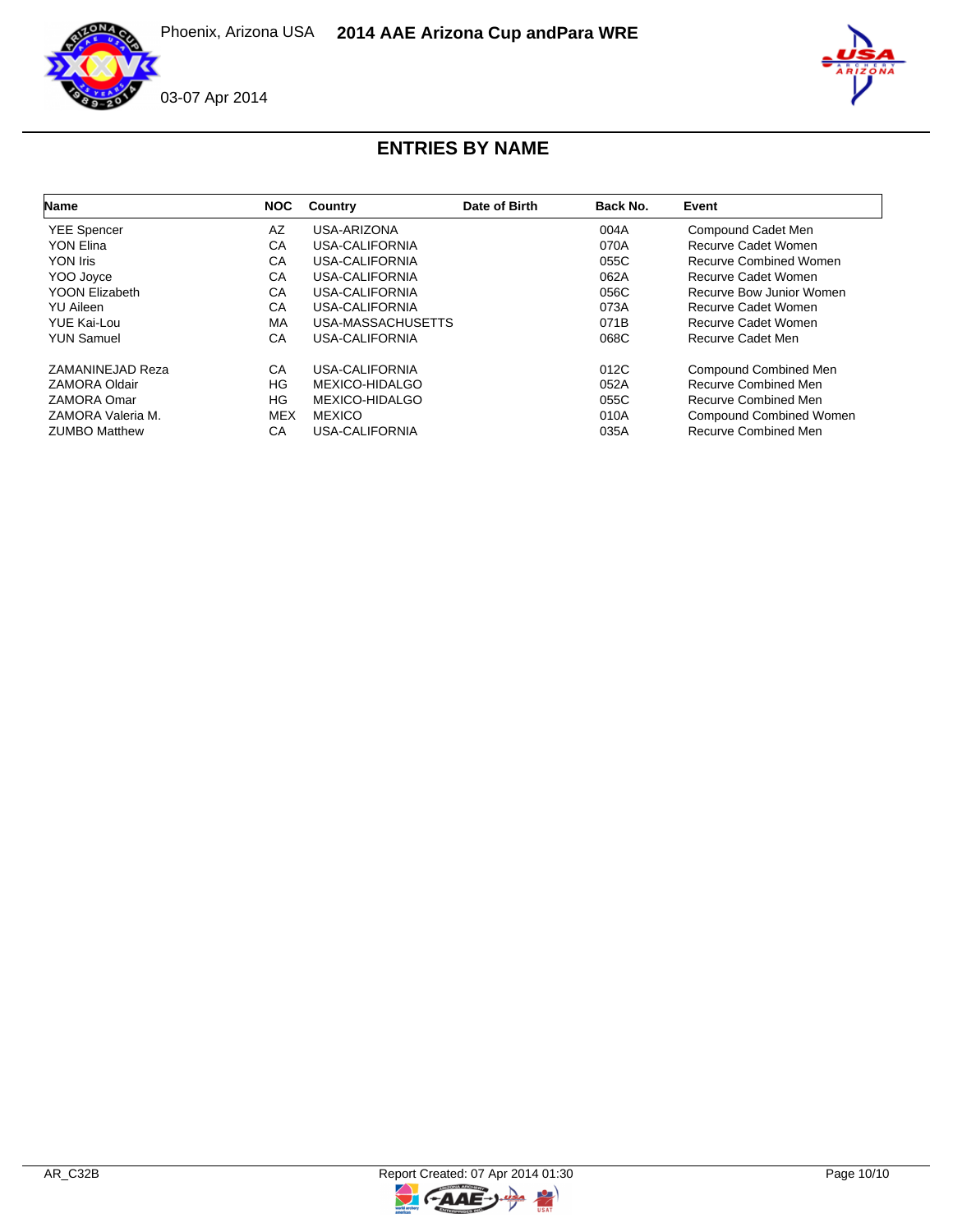## ENTRIES BY NAME

| Name | NOC | Country | Date of Birth | Back No. | Event |
|---|---|---|---|---|---|
| YEE Spencer | AZ | USA-ARIZONA | | 004A | Compound Cadet Men |
| YON Elina | CA | USA-CALIFORNIA | | 070A | Recurve Cadet Women |
| YON Iris | CA | USA-CALIFORNIA | | 055C | Recurve Combined Women |
| YOO Joyce | CA | USA-CALIFORNIA | | 062A | Recurve Cadet Women |
| YOON Elizabeth | CA | USA-CALIFORNIA | | 056C | Recurve Bow Junior Women |
| YU Aileen | CA | USA-CALIFORNIA | | 073A | Recurve Cadet Women |
| YUE Kai-Lou | MA | USA-MASSACHUSETTS | | 071B | Recurve Cadet Women |
| YUN Samuel | CA | USA-CALIFORNIA | | 068C | Recurve Cadet Men |
| ZAMANINEJAD Reza | CA | USA-CALIFORNIA | | 012C | Compound Combined Men |
| ZAMORA Oldair | HG | MEXICO-HIDALGO | | 052A | Recurve Combined Men |
| ZAMORA Omar | HG | MEXICO-HIDALGO | | 055C | Recurve Combined Men |
| ZAMORA Valeria M. | MEX | MEXICO | | 010A | Compound Combined Women |
| ZUMBO Matthew | CA | USA-CALIFORNIA | | 035A | Recurve Combined Men |